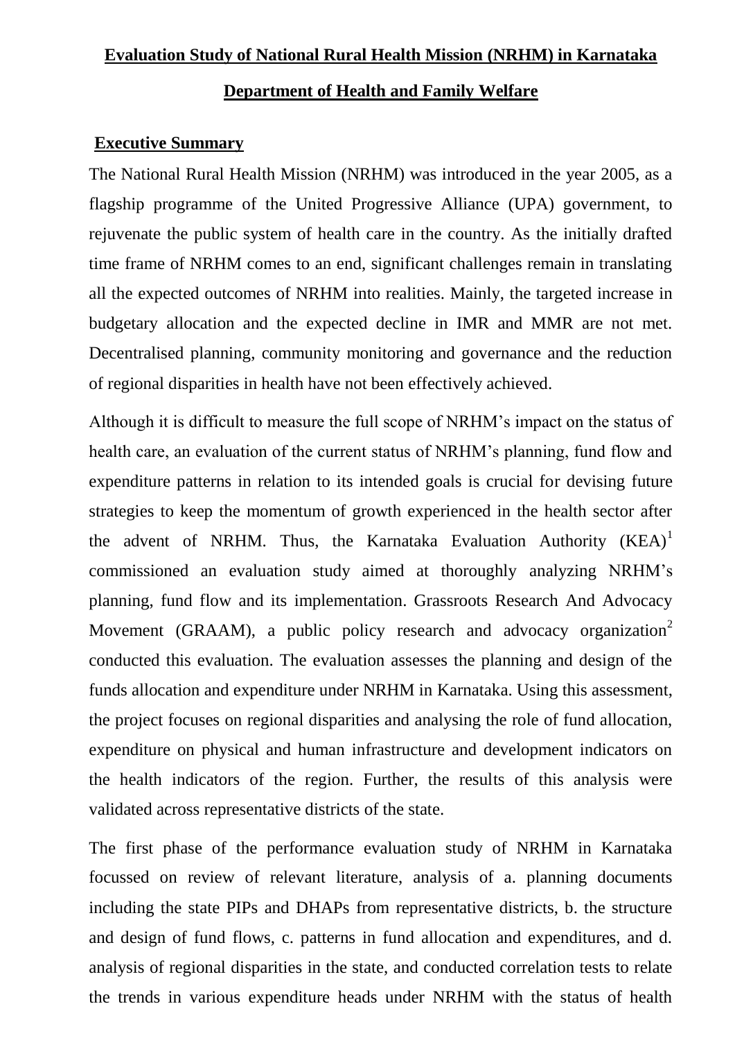# Evaluation Study of National Rural Health Mission (NRHM) in Karnataka

## Department of Health and Family Welfare

### Executive Summary

The National Rural Health Mission (NRHM) was introduced in the year 2005, as a flagship programme of the United Progressive Alliance (UPA) government, to rejuvenate the public system of health care in the country. As the initially drafted time frame of NRHM comes to an end, significant challenges remain in translating all the expected outcomes of NRHM into realities. Mainly, the targeted increase in budgetary allocation and the expected decline in IMR and MMR are not met. Decentralised planning, community monitoring and governance and the reduction of regional disparities in health have not been effectively achieved.

Although it is difficult to measure the full scope of NRHM's impact on the status of health care, an evaluation of the current status of NRHM's planning, fund flow and expenditure patterns in relation to its intended goals is crucial for devising future strategies to keep the momentum of growth experienced in the health sector after the advent of NRHM. Thus, the Karnataka Evaluation Authority (KEA)[1] commissioned an evaluation study aimed at thoroughly analyzing NRHM's planning, fund flow and its implementation. Grassroots Research And Advocacy Movement (GRAAM), a public policy research and advocacy organization[2] conducted this evaluation. The evaluation assesses the planning and design of the funds allocation and expenditure under NRHM in Karnataka. Using this assessment, the project focuses on regional disparities and analysing the role of fund allocation, expenditure on physical and human infrastructure and development indicators on the health indicators of the region. Further, the results of this analysis were validated across representative districts of the state.

The first phase of the performance evaluation study of NRHM in Karnataka focussed on review of relevant literature, analysis of a. planning documents including the state PIPs and DHAPs from representative districts, b. the structure and design of fund flows, c. patterns in fund allocation and expenditures, and d. analysis of regional disparities in the state, and conducted correlation tests to relate the trends in various expenditure heads under NRHM with the status of health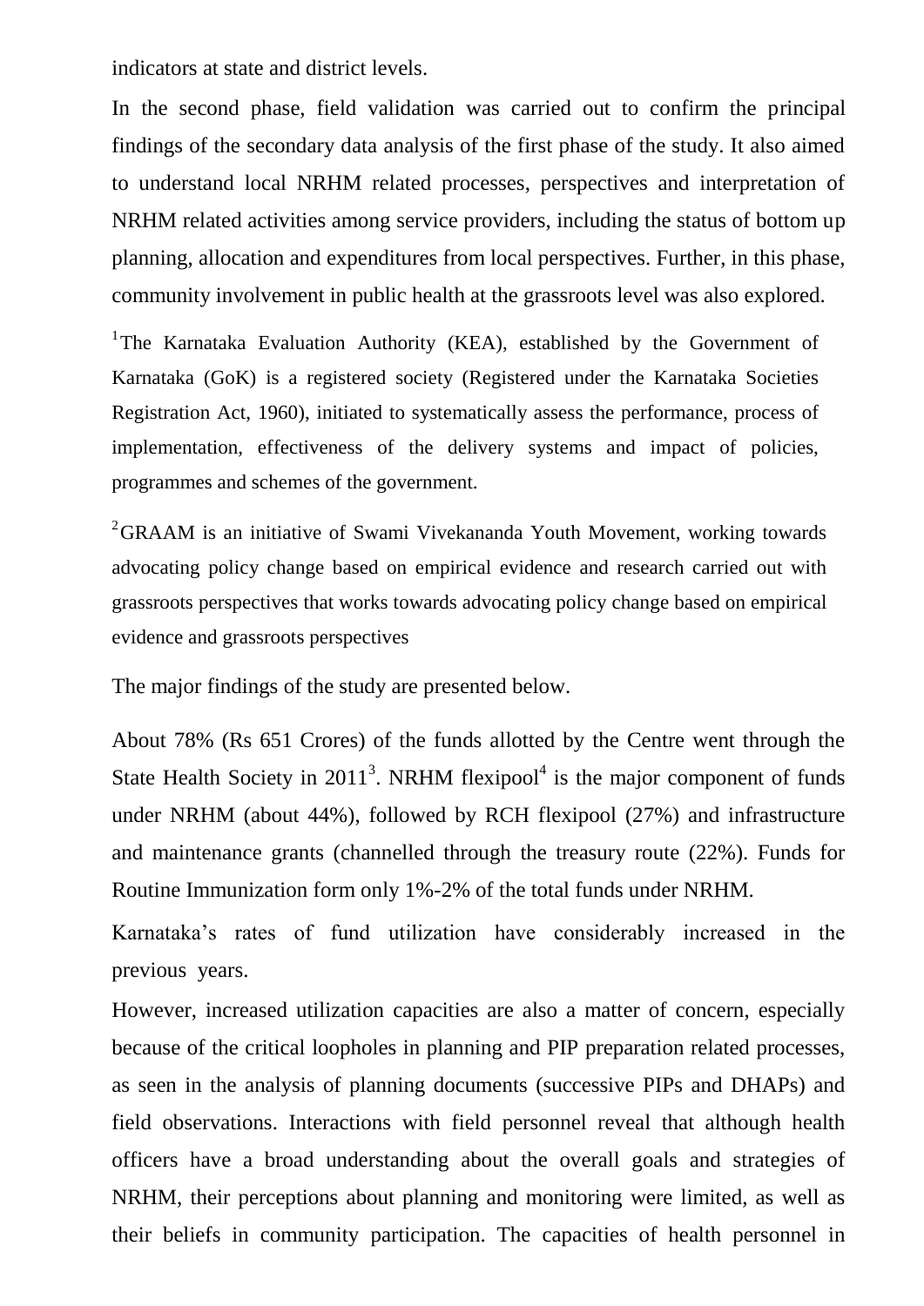indicators at state and district levels.

In the second phase, field validation was carried out to confirm the principal findings of the secondary data analysis of the first phase of the study. It also aimed to understand local NRHM related processes, perspectives and interpretation of NRHM related activities among service providers, including the status of bottom up planning, allocation and expenditures from local perspectives. Further, in this phase, community involvement in public health at the grassroots level was also explored.

[1]The Karnataka Evaluation Authority (KEA), established by the Government of Karnataka (GoK) is a registered society (Registered under the Karnataka Societies Registration Act, 1960), initiated to systematically assess the performance, process of implementation, effectiveness of the delivery systems and impact of policies, programmes and schemes of the government.

[2]GRAAM is an initiative of Swami Vivekananda Youth Movement, working towards advocating policy change based on empirical evidence and research carried out with grassroots perspectives that works towards advocating policy change based on empirical evidence and grassroots perspectives

The major findings of the study are presented below.

About 78% (Rs 651 Crores) of the funds allotted by the Centre went through the State Health Society in 2011[3]. NRHM flexipool[4] is the major component of funds under NRHM (about 44%), followed by RCH flexipool (27%) and infrastructure and maintenance grants (channelled through the treasury route (22%). Funds for Routine Immunization form only 1%-2% of the total funds under NRHM.

Karnataka's rates of fund utilization have considerably increased in the previous years.

However, increased utilization capacities are also a matter of concern, especially because of the critical loopholes in planning and PIP preparation related processes, as seen in the analysis of planning documents (successive PIPs and DHAPs) and field observations. Interactions with field personnel reveal that although health officers have a broad understanding about the overall goals and strategies of NRHM, their perceptions about planning and monitoring were limited, as well as their beliefs in community participation. The capacities of health personnel in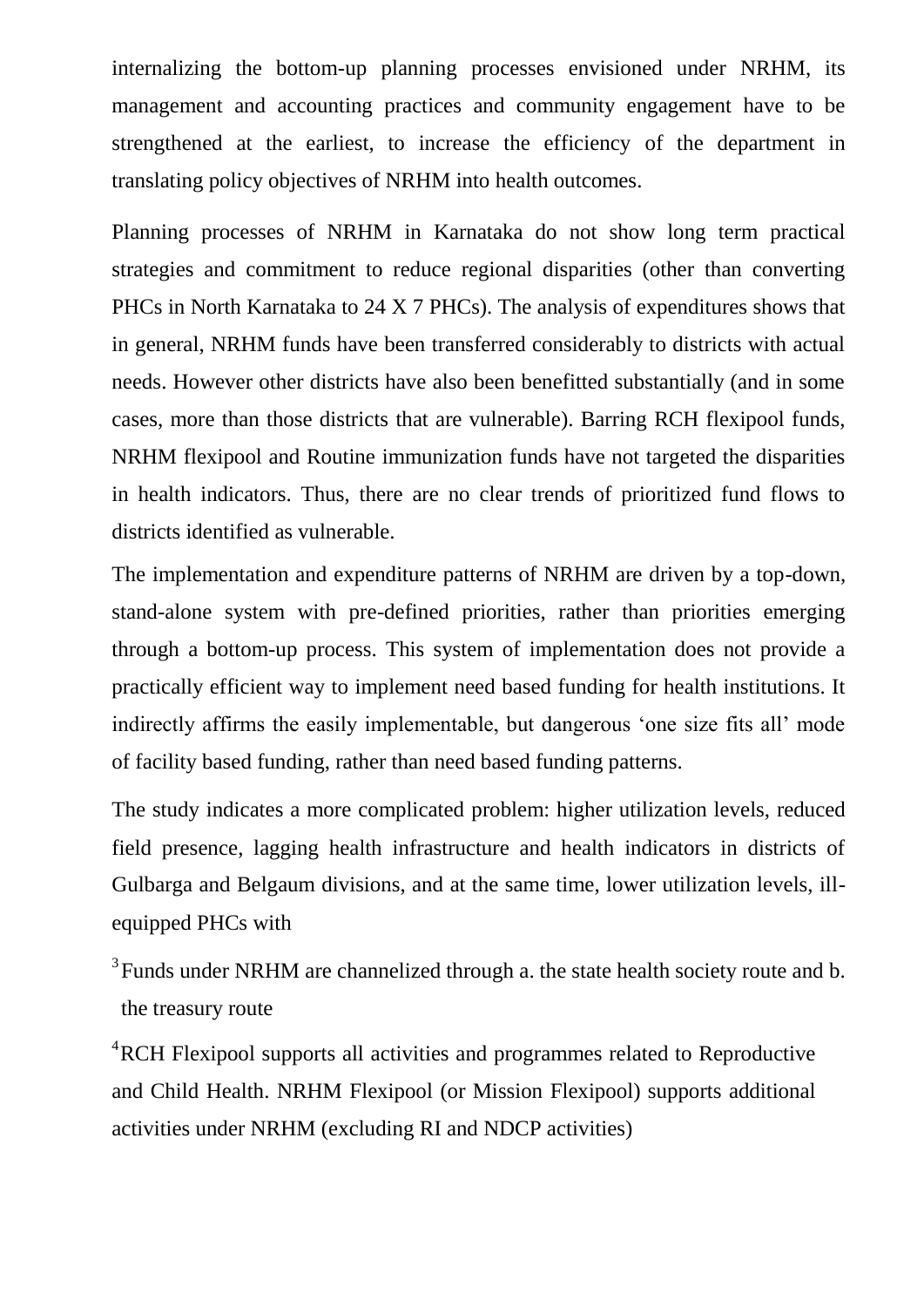internalizing the bottom-up planning processes envisioned under NRHM, its management and accounting practices and community engagement have to be strengthened at the earliest, to increase the efficiency of the department in translating policy objectives of NRHM into health outcomes.

Planning processes of NRHM in Karnataka do not show long term practical strategies and commitment to reduce regional disparities (other than converting PHCs in North Karnataka to 24 X 7 PHCs). The analysis of expenditures shows that in general, NRHM funds have been transferred considerably to districts with actual needs. However other districts have also been benefitted substantially (and in some cases, more than those districts that are vulnerable). Barring RCH flexipool funds, NRHM flexipool and Routine immunization funds have not targeted the disparities in health indicators. Thus, there are no clear trends of prioritized fund flows to districts identified as vulnerable.

The implementation and expenditure patterns of NRHM are driven by a top-down, stand-alone system with pre-defined priorities, rather than priorities emerging through a bottom-up process. This system of implementation does not provide a practically efficient way to implement need based funding for health institutions. It indirectly affirms the easily implementable, but dangerous 'one size fits all' mode of facility based funding, rather than need based funding patterns.

The study indicates a more complicated problem: higher utilization levels, reduced field presence, lagging health infrastructure and health indicators in districts of Gulbarga and Belgaum divisions, and at the same time, lower utilization levels, ill-equipped PHCs with

[3] Funds under NRHM are channelized through a. the state health society route and b. the treasury route

[4] RCH Flexipool supports all activities and programmes related to Reproductive and Child Health. NRHM Flexipool (or Mission Flexipool) supports additional activities under NRHM (excluding RI and NDCP activities)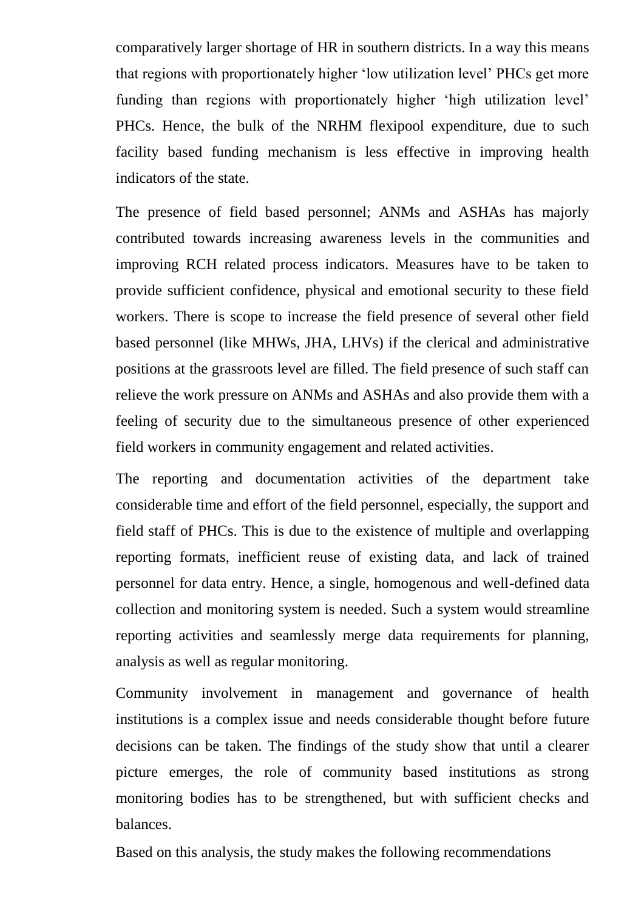comparatively larger shortage of HR in southern districts. In a way this means that regions with proportionately higher 'low utilization level' PHCs get more funding than regions with proportionately higher 'high utilization level' PHCs. Hence, the bulk of the NRHM flexipool expenditure, due to such facility based funding mechanism is less effective in improving health indicators of the state.

The presence of field based personnel; ANMs and ASHAs has majorly contributed towards increasing awareness levels in the communities and improving RCH related process indicators. Measures have to be taken to provide sufficient confidence, physical and emotional security to these field workers. There is scope to increase the field presence of several other field based personnel (like MHWs, JHA, LHVs) if the clerical and administrative positions at the grassroots level are filled. The field presence of such staff can relieve the work pressure on ANMs and ASHAs and also provide them with a feeling of security due to the simultaneous presence of other experienced field workers in community engagement and related activities.

The reporting and documentation activities of the department take considerable time and effort of the field personnel, especially, the support and field staff of PHCs. This is due to the existence of multiple and overlapping reporting formats, inefficient reuse of existing data, and lack of trained personnel for data entry. Hence, a single, homogenous and well-defined data collection and monitoring system is needed. Such a system would streamline reporting activities and seamlessly merge data requirements for planning, analysis as well as regular monitoring.

Community involvement in management and governance of health institutions is a complex issue and needs considerable thought before future decisions can be taken. The findings of the study show that until a clearer picture emerges, the role of community based institutions as strong monitoring bodies has to be strengthened, but with sufficient checks and balances.

Based on this analysis, the study makes the following recommendations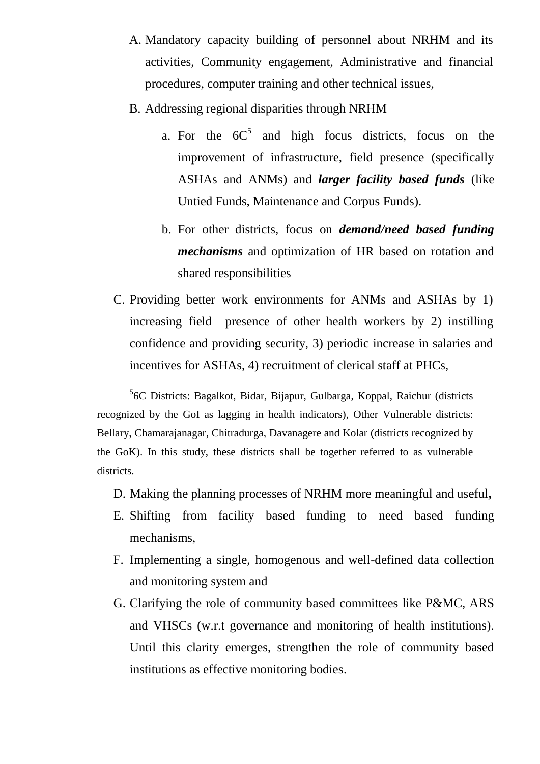A. Mandatory capacity building of personnel about NRHM and its activities, Community engagement, Administrative and financial procedures, computer training and other technical issues,

B. Addressing regional disparities through NRHM

   a. For the 6C[5] and high focus districts, focus on the improvement of infrastructure, field presence (specifically ASHAs and ANMs) and ***larger facility based funds*** (like Untied Funds, Maintenance and Corpus Funds).

   b. For other districts, focus on ***demand/need based funding mechanisms*** and optimization of HR based on rotation and shared responsibilities

C. Providing better work environments for ANMs and ASHAs by 1) increasing field presence of other health workers by 2) instilling confidence and providing security, 3) periodic increase in salaries and incentives for ASHAs, 4) recruitment of clerical staff at PHCs,

[5]6C Districts: Bagalkot, Bidar, Bijapur, Gulbarga, Koppal, Raichur (districts recognized by the GoI as lagging in health indicators), Other Vulnerable districts: Bellary, Chamarajanagar, Chitradurga, Davanagere and Kolar (districts recognized by the GoK). In this study, these districts shall be together referred to as vulnerable districts.

D. Making the planning processes of NRHM more meaningful and useful**,**

E. Shifting from facility based funding to need based funding mechanisms,

F. Implementing a single, homogenous and well-defined data collection and monitoring system and

G. Clarifying the role of community based committees like P&MC, ARS and VHSCs (w.r.t governance and monitoring of health institutions). Until this clarity emerges, strengthen the role of community based institutions as effective monitoring bodies.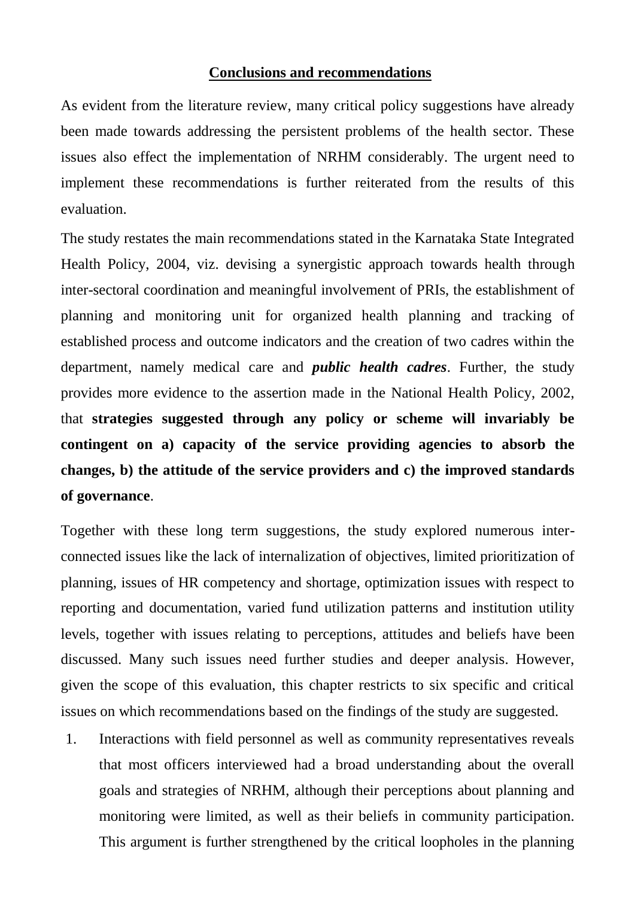## Conclusions and recommendations

As evident from the literature review, many critical policy suggestions have already been made towards addressing the persistent problems of the health sector. These issues also effect the implementation of NRHM considerably. The urgent need to implement these recommendations is further reiterated from the results of this evaluation.

The study restates the main recommendations stated in the Karnataka State Integrated Health Policy, 2004, viz. devising a synergistic approach towards health through inter-sectoral coordination and meaningful involvement of PRIs, the establishment of planning and monitoring unit for organized health planning and tracking of established process and outcome indicators and the creation of two cadres within the department, namely medical care and ***public health cadres***. Further, the study provides more evidence to the assertion made in the National Health Policy, 2002, that **strategies suggested through any policy or scheme will invariably be contingent on a) capacity of the service providing agencies to absorb the changes, b) the attitude of the service providers and c) the improved standards of governance**.

Together with these long term suggestions, the study explored numerous inter-connected issues like the lack of internalization of objectives, limited prioritization of planning, issues of HR competency and shortage, optimization issues with respect to reporting and documentation, varied fund utilization patterns and institution utility levels, together with issues relating to perceptions, attitudes and beliefs have been discussed. Many such issues need further studies and deeper analysis. However, given the scope of this evaluation, this chapter restricts to six specific and critical issues on which recommendations based on the findings of the study are suggested.

1. Interactions with field personnel as well as community representatives reveals that most officers interviewed had a broad understanding about the overall goals and strategies of NRHM, although their perceptions about planning and monitoring were limited, as well as their beliefs in community participation. This argument is further strengthened by the critical loopholes in the planning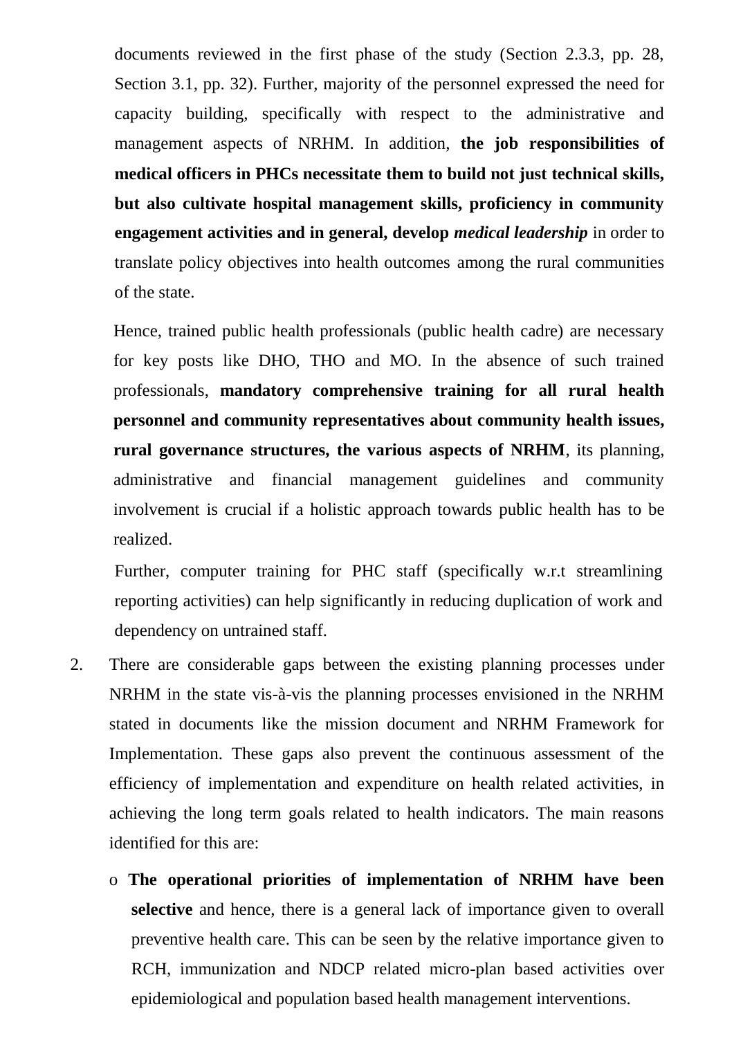documents reviewed in the first phase of the study (Section 2.3.3, pp. 28, Section 3.1, pp. 32). Further, majority of the personnel expressed the need for capacity building, specifically with respect to the administrative and management aspects of NRHM. In addition, **the job responsibilities of medical officers in PHCs necessitate them to build not just technical skills, but also cultivate hospital management skills, proficiency in community engagement activities and in general, develop *medical leadership*** in order to translate policy objectives into health outcomes among the rural communities of the state.

Hence, trained public health professionals (public health cadre) are necessary for key posts like DHO, THO and MO. In the absence of such trained professionals, **mandatory comprehensive training for all rural health personnel and community representatives about community health issues, rural governance structures, the various aspects of NRHM**, its planning, administrative and financial management guidelines and community involvement is crucial if a holistic approach towards public health has to be realized.

Further, computer training for PHC staff (specifically w.r.t streamlining reporting activities) can help significantly in reducing duplication of work and dependency on untrained staff.

2. There are considerable gaps between the existing planning processes under NRHM in the state vis-à-vis the planning processes envisioned in the NRHM stated in documents like the mission document and NRHM Framework for Implementation. These gaps also prevent the continuous assessment of the efficiency of implementation and expenditure on health related activities, in achieving the long term goals related to health indicators. The main reasons identified for this are:

   - **The operational priorities of implementation of NRHM have been selective** and hence, there is a general lack of importance given to overall preventive health care. This can be seen by the relative importance given to RCH, immunization and NDCP related micro-plan based activities over epidemiological and population based health management interventions.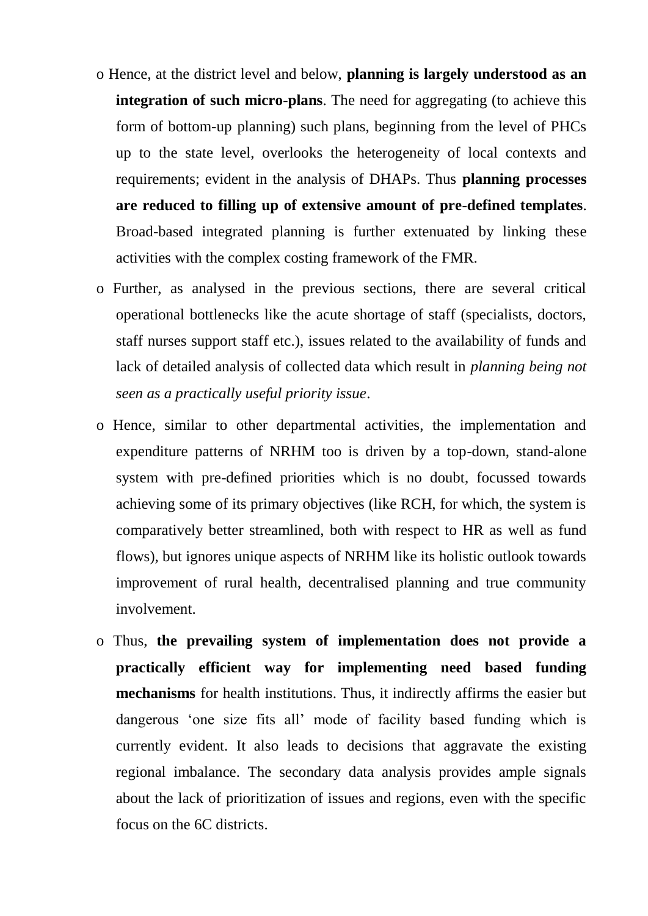- Hence, at the district level and below, **planning is largely understood as an integration of such micro-plans**. The need for aggregating (to achieve this form of bottom-up planning) such plans, beginning from the level of PHCs up to the state level, overlooks the heterogeneity of local contexts and requirements; evident in the analysis of DHAPs. Thus **planning processes are reduced to filling up of extensive amount of pre-defined templates**. Broad-based integrated planning is further extenuated by linking these activities with the complex costing framework of the FMR.

- Further, as analysed in the previous sections, there are several critical operational bottlenecks like the acute shortage of staff (specialists, doctors, staff nurses support staff etc.), issues related to the availability of funds and lack of detailed analysis of collected data which result in *planning being not seen as a practically useful priority issue*.

- Hence, similar to other departmental activities, the implementation and expenditure patterns of NRHM too is driven by a top-down, stand-alone system with pre-defined priorities which is no doubt, focussed towards achieving some of its primary objectives (like RCH, for which, the system is comparatively better streamlined, both with respect to HR as well as fund flows), but ignores unique aspects of NRHM like its holistic outlook towards improvement of rural health, decentralised planning and true community involvement.

- Thus, **the prevailing system of implementation does not provide a practically efficient way for implementing need based funding mechanisms** for health institutions. Thus, it indirectly affirms the easier but dangerous 'one size fits all' mode of facility based funding which is currently evident. It also leads to decisions that aggravate the existing regional imbalance. The secondary data analysis provides ample signals about the lack of prioritization of issues and regions, even with the specific focus on the 6C districts.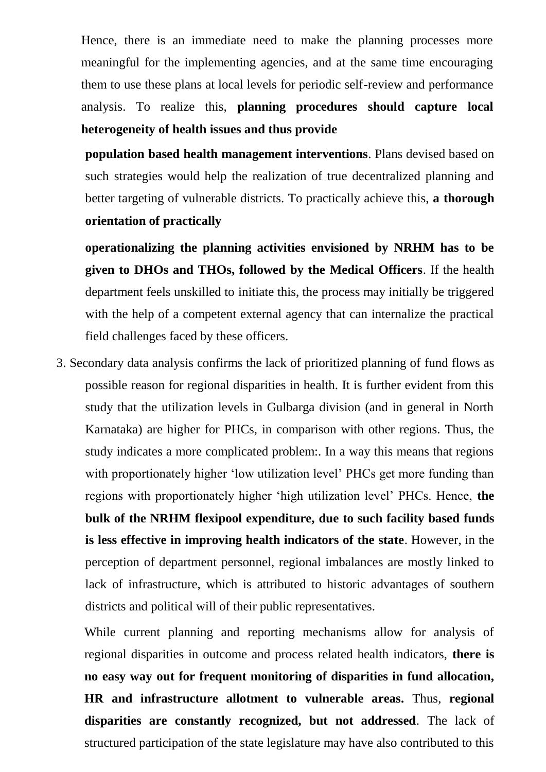Hence, there is an immediate need to make the planning processes more meaningful for the implementing agencies, and at the same time encouraging them to use these plans at local levels for periodic self-review and performance analysis. To realize this, **planning procedures should capture local heterogeneity of health issues and thus provide population based health management interventions**. Plans devised based on such strategies would help the realization of true decentralized planning and better targeting of vulnerable districts. To practically achieve this, **a thorough orientation of practically operationalizing the planning activities envisioned by NRHM has to be given to DHOs and THOs, followed by the Medical Officers**. If the health department feels unskilled to initiate this, the process may initially be triggered with the help of a competent external agency that can internalize the practical field challenges faced by these officers.

3. Secondary data analysis confirms the lack of prioritized planning of fund flows as possible reason for regional disparities in health. It is further evident from this study that the utilization levels in Gulbarga division (and in general in North Karnataka) are higher for PHCs, in comparison with other regions. Thus, the study indicates a more complicated problem:. In a way this means that regions with proportionately higher 'low utilization level' PHCs get more funding than regions with proportionately higher 'high utilization level' PHCs. Hence, **the bulk of the NRHM flexipool expenditure, due to such facility based funds is less effective in improving health indicators of the state**. However, in the perception of department personnel, regional imbalances are mostly linked to lack of infrastructure, which is attributed to historic advantages of southern districts and political will of their public representatives.

   While current planning and reporting mechanisms allow for analysis of regional disparities in outcome and process related health indicators, **there is no easy way out for frequent monitoring of disparities in fund allocation, HR and infrastructure allotment to vulnerable areas.** Thus, **regional disparities are constantly recognized, but not addressed**. The lack of structured participation of the state legislature may have also contributed to this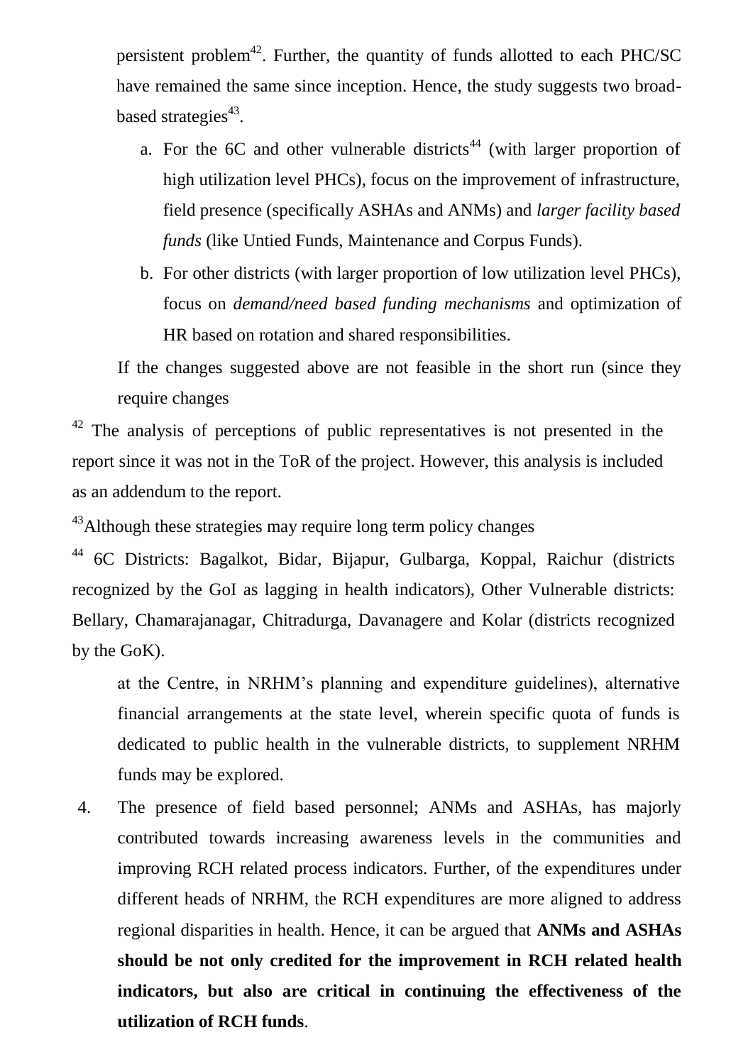persistent problem[42]. Further, the quantity of funds allotted to each PHC/SC have remained the same since inception. Hence, the study suggests two broad-based strategies[43].

a. For the 6C and other vulnerable districts[44] (with larger proportion of high utilization level PHCs), focus on the improvement of infrastructure, field presence (specifically ASHAs and ANMs) and *larger facility based funds* (like Untied Funds, Maintenance and Corpus Funds).

b. For other districts (with larger proportion of low utilization level PHCs), focus on *demand/need based funding mechanisms* and optimization of HR based on rotation and shared responsibilities.

If the changes suggested above are not feasible in the short run (since they require changes at the Centre, in NRHM's planning and expenditure guidelines), alternative financial arrangements at the state level, wherein specific quota of funds is dedicated to public health in the vulnerable districts, to supplement NRHM funds may be explored.

4. The presence of field based personnel; ANMs and ASHAs, has majorly contributed towards increasing awareness levels in the communities and improving RCH related process indicators. Further, of the expenditures under different heads of NRHM, the RCH expenditures are more aligned to address regional disparities in health. Hence, it can be argued that **ANMs and ASHAs should be not only credited for the improvement in RCH related health indicators, but also are critical in continuing the effectiveness of the utilization of RCH funds**.

---

[42] The analysis of perceptions of public representatives is not presented in the report since it was not in the ToR of the project. However, this analysis is included as an addendum to the report.

[43] Although these strategies may require long term policy changes

[44] 6C Districts: Bagalkot, Bidar, Bijapur, Gulbarga, Koppal, Raichur (districts recognized by the GoI as lagging in health indicators), Other Vulnerable districts: Bellary, Chamarajanagar, Chitradurga, Davanagere and Kolar (districts recognized by the GoK).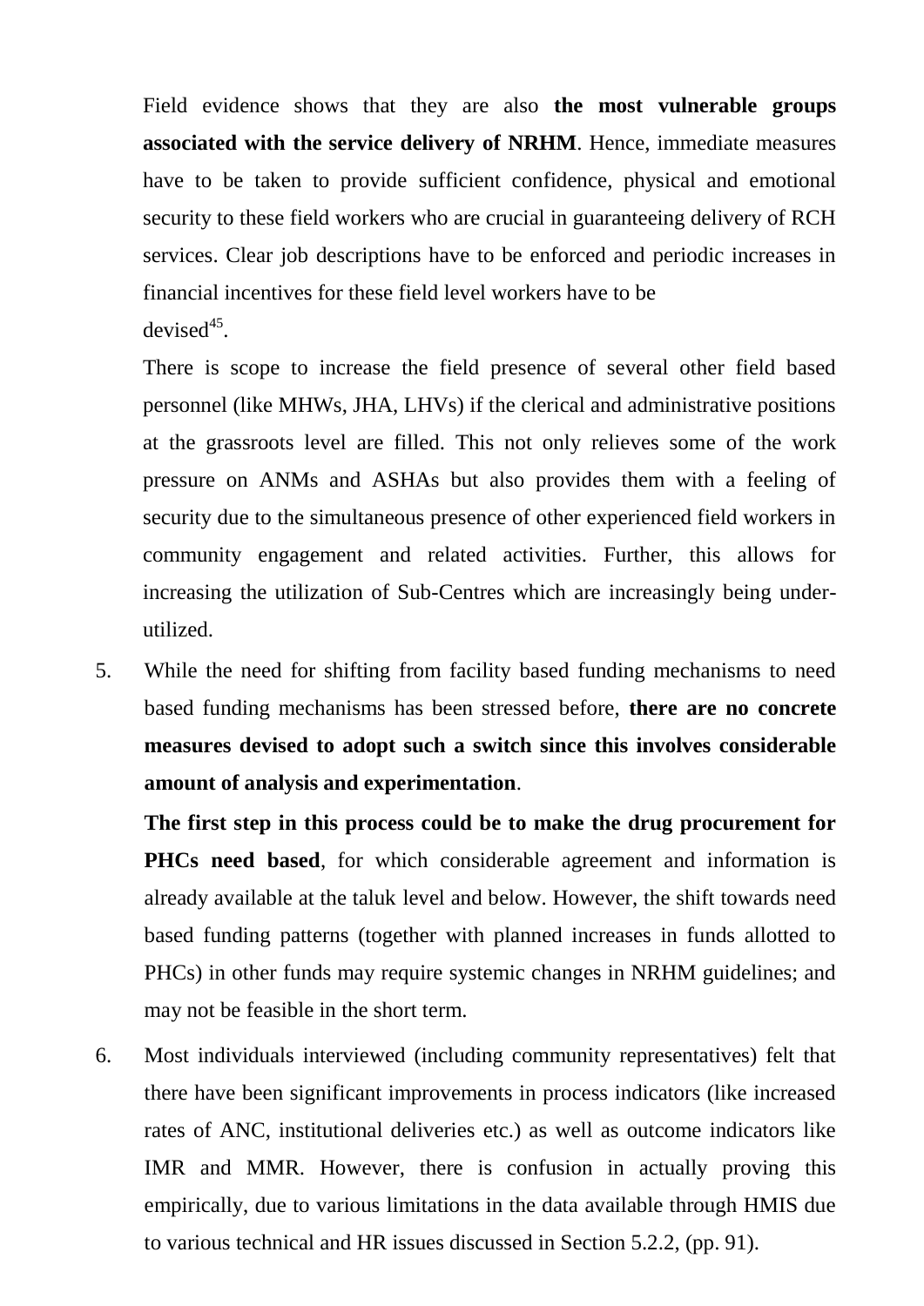Field evidence shows that they are also **the most vulnerable groups associated with the service delivery of NRHM**. Hence, immediate measures have to be taken to provide sufficient confidence, physical and emotional security to these field workers who are crucial in guaranteeing delivery of RCH services. Clear job descriptions have to be enforced and periodic increases in financial incentives for these field level workers have to be devised[45].

There is scope to increase the field presence of several other field based personnel (like MHWs, JHA, LHVs) if the clerical and administrative positions at the grassroots level are filled. This not only relieves some of the work pressure on ANMs and ASHAs but also provides them with a feeling of security due to the simultaneous presence of other experienced field workers in community engagement and related activities. Further, this allows for increasing the utilization of Sub-Centres which are increasingly being under-utilized.

5. While the need for shifting from facility based funding mechanisms to need based funding mechanisms has been stressed before, **there are no concrete measures devised to adopt such a switch since this involves considerable amount of analysis and experimentation**.

   **The first step in this process could be to make the drug procurement for PHCs need based**, for which considerable agreement and information is already available at the taluk level and below. However, the shift towards need based funding patterns (together with planned increases in funds allotted to PHCs) in other funds may require systemic changes in NRHM guidelines; and may not be feasible in the short term.

6. Most individuals interviewed (including community representatives) felt that there have been significant improvements in process indicators (like increased rates of ANC, institutional deliveries etc.) as well as outcome indicators like IMR and MMR. However, there is confusion in actually proving this empirically, due to various limitations in the data available through HMIS due to various technical and HR issues discussed in Section 5.2.2, (pp. 91).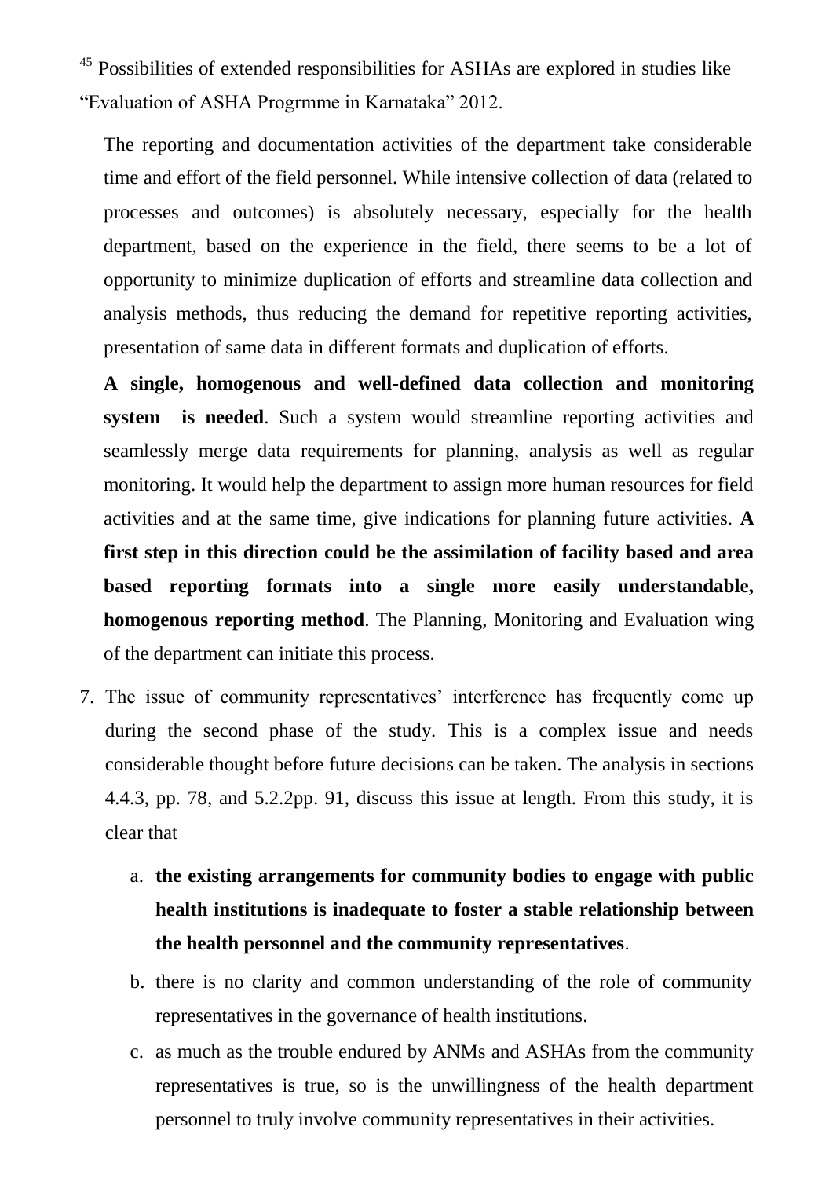[45] Possibilities of extended responsibilities for ASHAs are explored in studies like "Evaluation of ASHA Progrmme in Karnataka" 2012.

The reporting and documentation activities of the department take considerable time and effort of the field personnel. While intensive collection of data (related to processes and outcomes) is absolutely necessary, especially for the health department, based on the experience in the field, there seems to be a lot of opportunity to minimize duplication of efforts and streamline data collection and analysis methods, thus reducing the demand for repetitive reporting activities, presentation of same data in different formats and duplication of efforts.

**A single, homogenous and well-defined data collection and monitoring system is needed**. Such a system would streamline reporting activities and seamlessly merge data requirements for planning, analysis as well as regular monitoring. It would help the department to assign more human resources for field activities and at the same time, give indications for planning future activities. **A first step in this direction could be the assimilation of facility based and area based reporting formats into a single more easily understandable, homogenous reporting method**. The Planning, Monitoring and Evaluation wing of the department can initiate this process.

7. The issue of community representatives' interference has frequently come up during the second phase of the study. This is a complex issue and needs considerable thought before future decisions can be taken. The analysis in sections 4.4.3, pp. 78, and 5.2.2pp. 91, discuss this issue at length. From this study, it is clear that

    a. **the existing arrangements for community bodies to engage with public health institutions is inadequate to foster a stable relationship between the health personnel and the community representatives**.
    b. there is no clarity and common understanding of the role of community representatives in the governance of health institutions.
    c. as much as the trouble endured by ANMs and ASHAs from the community representatives is true, so is the unwillingness of the health department personnel to truly involve community representatives in their activities.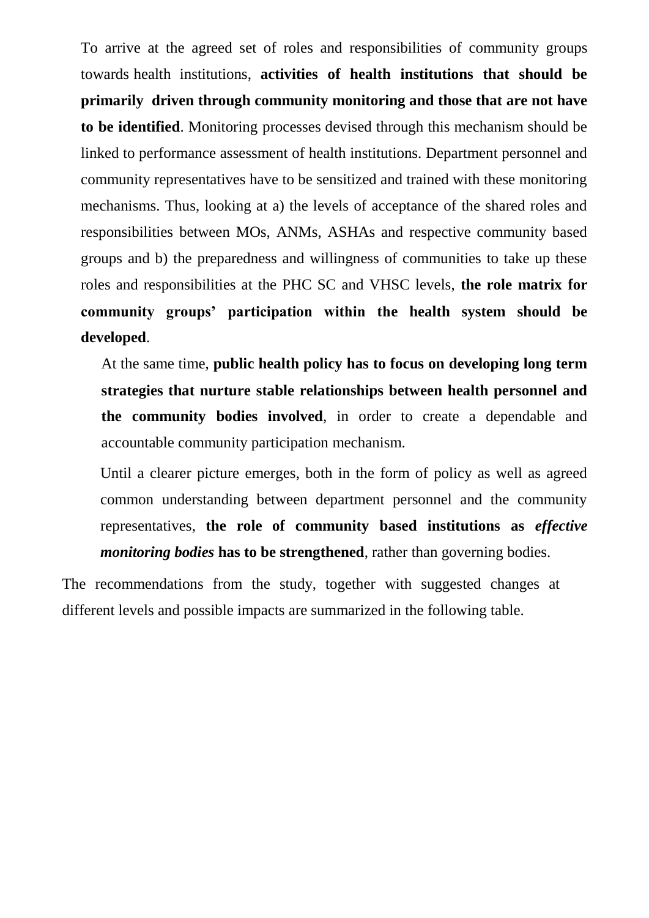To arrive at the agreed set of roles and responsibilities of community groups towards health institutions, **activities of health institutions that should be primarily driven through community monitoring and those that are not have to be identified**. Monitoring processes devised through this mechanism should be linked to performance assessment of health institutions. Department personnel and community representatives have to be sensitized and trained with these monitoring mechanisms. Thus, looking at a) the levels of acceptance of the shared roles and responsibilities between MOs, ANMs, ASHAs and respective community based groups and b) the preparedness and willingness of communities to take up these roles and responsibilities at the PHC SC and VHSC levels, **the role matrix for community groups' participation within the health system should be developed**.

At the same time, **public health policy has to focus on developing long term strategies that nurture stable relationships between health personnel and the community bodies involved**, in order to create a dependable and accountable community participation mechanism.

Until a clearer picture emerges, both in the form of policy as well as agreed common understanding between department personnel and the community representatives, **the role of community based institutions as *effective monitoring bodies* has to be strengthened**, rather than governing bodies.

The recommendations from the study, together with suggested changes at different levels and possible impacts are summarized in the following table.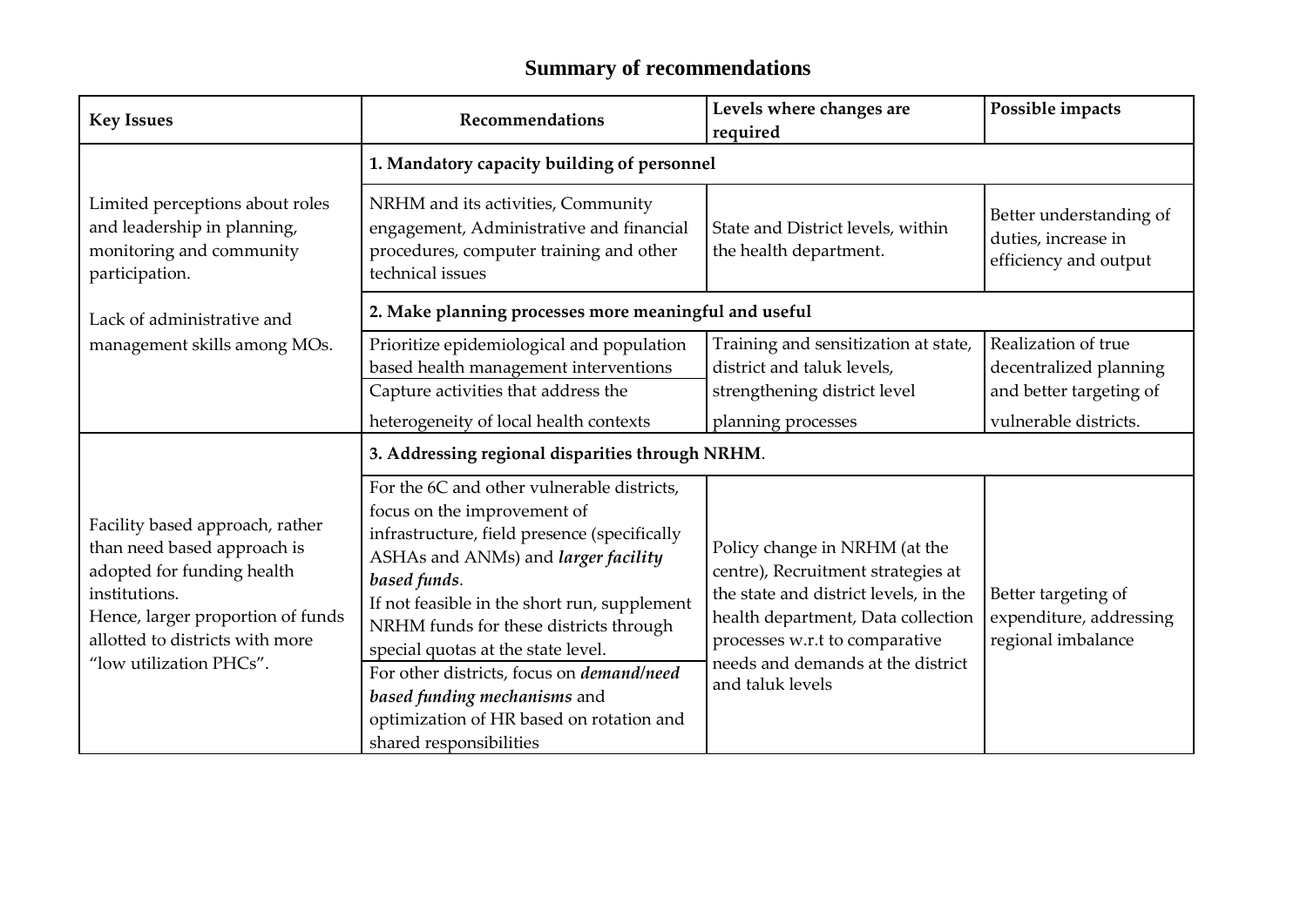# Summary of recommendations

| Key Issues | Recommendations | Levels where changes are required | Possible impacts |
|---|---|---|---|
| Limited perceptions about roles and leadership in planning, monitoring and community participation.<br><br>Lack of administrative and management skills among MOs. | **1. Mandatory capacity building of personnel** | | |
| | NRHM and its activities, Community engagement, Administrative and financial procedures, computer training and other technical issues | State and District levels, within the health department. | Better understanding of duties, increase in efficiency and output |
| | **2. Make planning processes more meaningful and useful** | | |
| | Prioritize epidemiological and population based health management interventions<br>Capture activities that address the heterogeneity of local health contexts | Training and sensitization at state, district and taluk levels, strengthening district level planning processes | Realization of true decentralized planning and better targeting of vulnerable districts. |
| Facility based approach, rather than need based approach is adopted for funding health institutions.<br>Hence, larger proportion of funds allotted to districts with more "low utilization PHCs". | **3. Addressing regional disparities through NRHM**. | | |
| | For the 6C and other vulnerable districts, focus on the improvement of infrastructure, field presence (specifically ASHAs and ANMs) and ***larger facility based funds***.<br>If not feasible in the short run, supplement NRHM funds for these districts through special quotas at the state level.<br>For other districts, focus on ***demand/need based funding mechanisms*** and optimization of HR based on rotation and shared responsibilities | Policy change in NRHM (at the centre), Recruitment strategies at the state and district levels, in the health department, Data collection processes w.r.t to comparative needs and demands at the district and taluk levels | Better targeting of expenditure, addressing regional imbalance |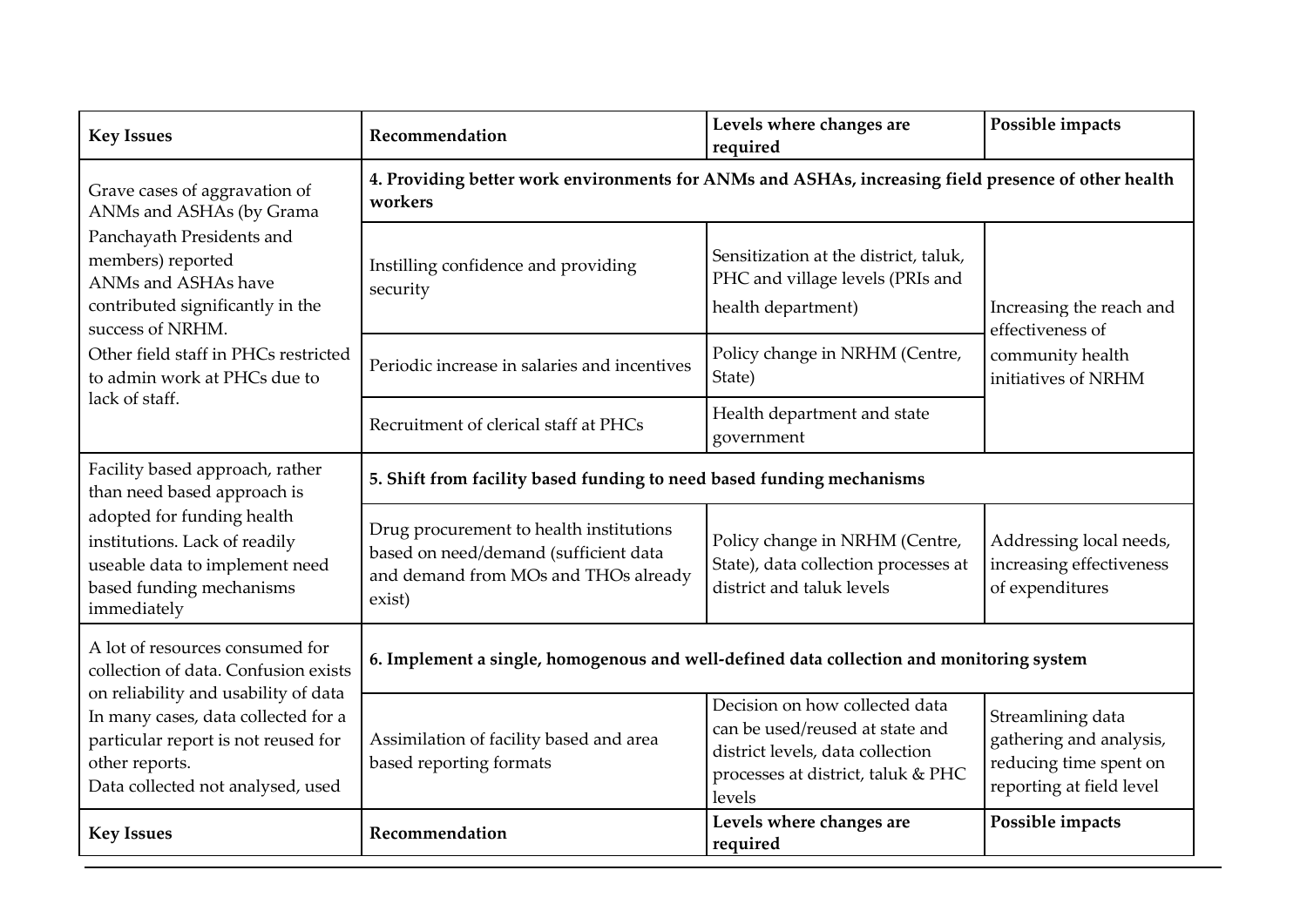| Key Issues | Recommendation | Levels where changes are required | Possible impacts |
|---|---|---|---|
| Grave cases of aggravation of ANMs and ASHAs (by Grama Panchayath Presidents and members) reported ANMs and ASHAs have contributed significantly in the success of NRHM. Other field staff in PHCs restricted to admin work at PHCs due to lack of staff. | **4. Providing better work environments for ANMs and ASHAs, increasing field presence of other health workers** | | |
| | Instilling confidence and providing security | Sensitization at the district, taluk, PHC and village levels (PRIs and health department) | Increasing the reach and effectiveness of community health initiatives of NRHM |
| | Periodic increase in salaries and incentives | Policy change in NRHM (Centre, State) | |
| | Recruitment of clerical staff at PHCs | Health department and state government | |
| Facility based approach, rather than need based approach is adopted for funding health institutions. Lack of readily useable data to implement need based funding mechanisms immediately | **5. Shift from facility based funding to need based funding mechanisms** | | |
| | Drug procurement to health institutions based on need/demand (sufficient data and demand from MOs and THOs already exist) | Policy change in NRHM (Centre, State), data collection processes at district and taluk levels | Addressing local needs, increasing effectiveness of expenditures |
| A lot of resources consumed for collection of data. Confusion exists on reliability and usability of data In many cases, data collected for a particular report is not reused for other reports. Data collected not analysed, used | **6. Implement a single, homogenous and well-defined data collection and monitoring system** | | |
| | Assimilation of facility based and area based reporting formats | Decision on how collected data can be used/reused at state and district levels, data collection processes at district, taluk & PHC levels | Streamlining data gathering and analysis, reducing time spent on reporting at field level |
| **Key Issues** | **Recommendation** | **Levels where changes are required** | **Possible impacts** |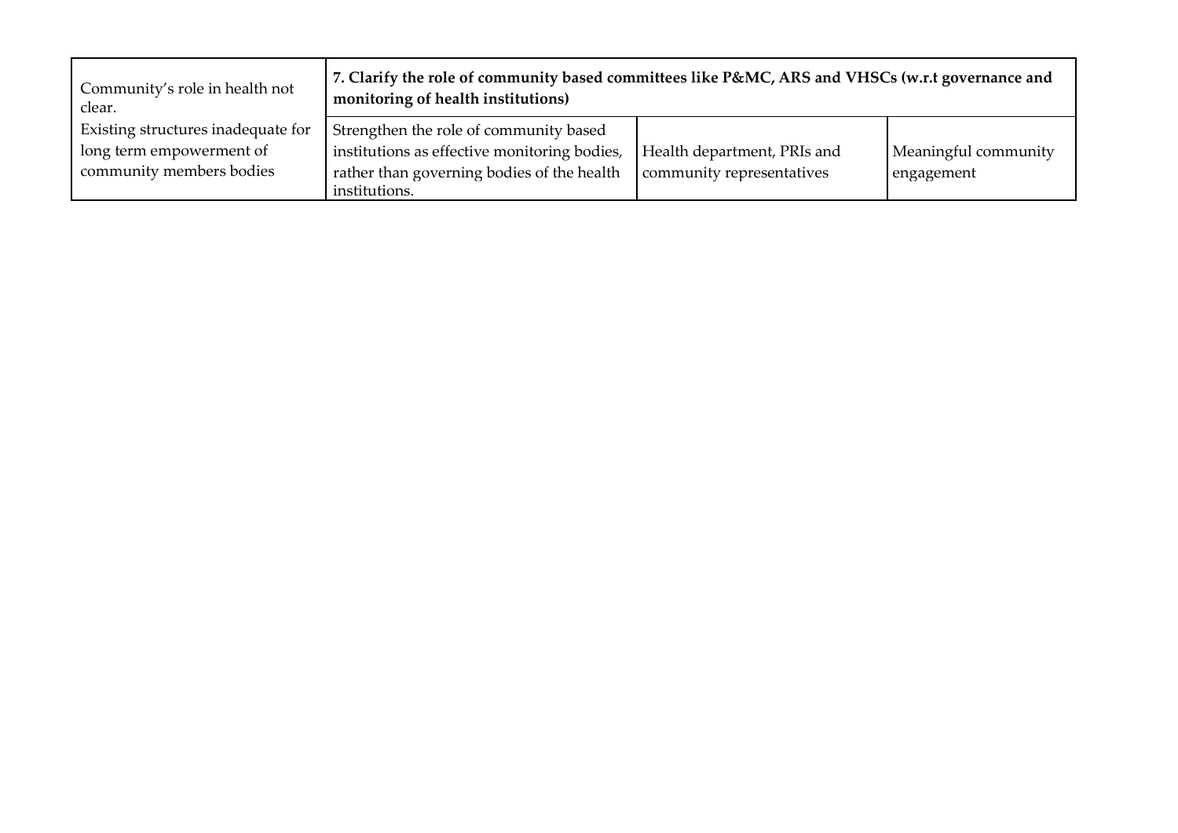| | | | |
|---|---|---|---|
| Community's role in health not clear. | **7. Clarify the role of community based committees like P&MC, ARS and VHSCs (w.r.t governance and monitoring of health institutions)** | | |
| Existing structures inadequate for long term empowerment of community members bodies | Strengthen the role of community based institutions as effective monitoring bodies, rather than governing bodies of the health institutions. | Health department, PRIs and community representatives | Meaningful community engagement |